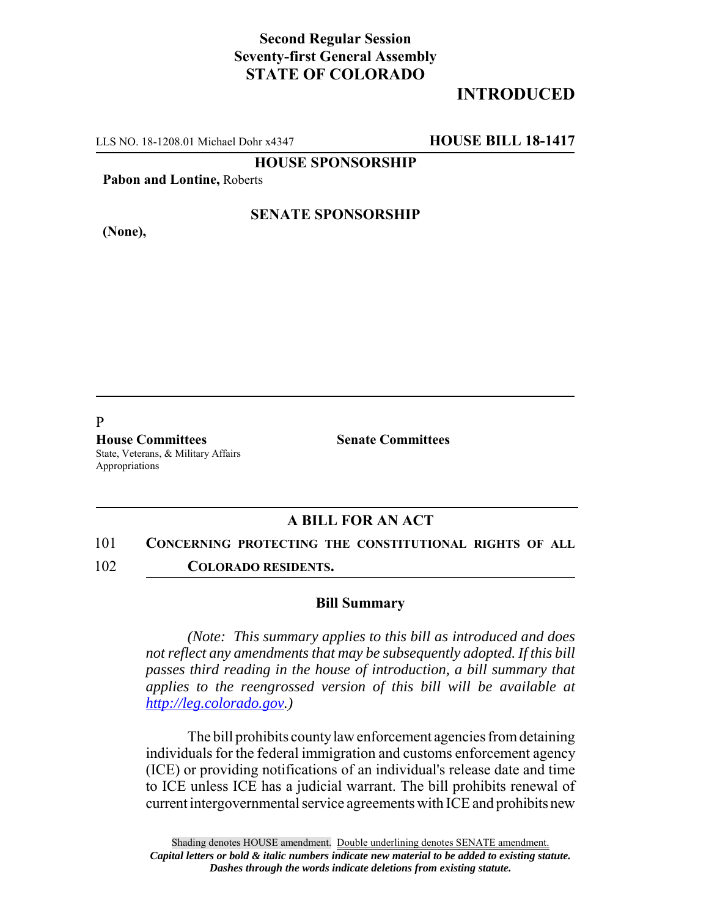**Second Regular Session**
**Seventy-first General Assembly**
**STATE OF COLORADO**

# INTRODUCED

LLS NO. 18-1208.01 Michael Dohr x4347 **HOUSE BILL 18-1417**

**HOUSE SPONSORSHIP**

**Pabon and Lontine,** Roberts

**SENATE SPONSORSHIP**

**(None),**

P

**House Committees**
State, Veterans, & Military Affairs
Appropriations

**Senate Committees**

## A BILL FOR AN ACT

101 **CONCERNING PROTECTING THE CONSTITUTIONAL RIGHTS OF ALL**
102 **COLORADO RESIDENTS.**

### Bill Summary

*(Note: This summary applies to this bill as introduced and does not reflect any amendments that may be subsequently adopted. If this bill passes third reading in the house of introduction, a bill summary that applies to the reengrossed version of this bill will be available at http://leg.colorado.gov.)*

The bill prohibits county law enforcement agencies from detaining individuals for the federal immigration and customs enforcement agency (ICE) or providing notifications of an individual's release date and time to ICE unless ICE has a judicial warrant. The bill prohibits renewal of current intergovernmental service agreements with ICE and prohibits new

Shading denotes HOUSE amendment. Double underlining denotes SENATE amendment.
*Capital letters or bold & italic numbers indicate new material to be added to existing statute.*
*Dashes through the words indicate deletions from existing statute.*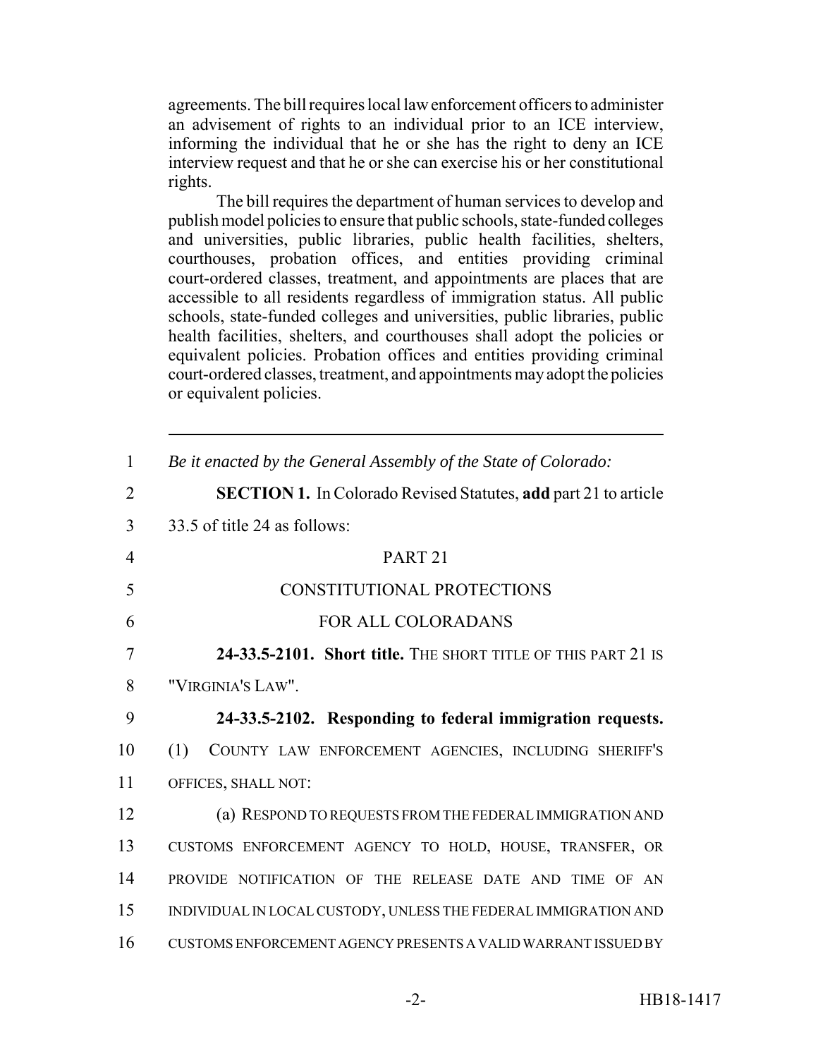agreements. The bill requires local law enforcement officers to administer an advisement of rights to an individual prior to an ICE interview, informing the individual that he or she has the right to deny an ICE interview request and that he or she can exercise his or her constitutional rights.

The bill requires the department of human services to develop and publish model policies to ensure that public schools, state-funded colleges and universities, public libraries, public health facilities, shelters, courthouses, probation offices, and entities providing criminal court-ordered classes, treatment, and appointments are places that are accessible to all residents regardless of immigration status. All public schools, state-funded colleges and universities, public libraries, public health facilities, shelters, and courthouses shall adopt the policies or equivalent policies. Probation offices and entities providing criminal court-ordered classes, treatment, and appointments may adopt the policies or equivalent policies.

---

1 *Be it enacted by the General Assembly of the State of Colorado:*

2 **SECTION 1.** In Colorado Revised Statutes, **add** part 21 to article
3 33.5 of title 24 as follows:

4 PART 21

5 CONSTITUTIONAL PROTECTIONS

6 FOR ALL COLORADANS

7 **24-33.5-2101. Short title.** THE SHORT TITLE OF THIS PART 21 IS
8 "VIRGINIA'S LAW".

9 **24-33.5-2102. Responding to federal immigration requests.**
10 (1) COUNTY LAW ENFORCEMENT AGENCIES, INCLUDING SHERIFF'S
11 OFFICES, SHALL NOT:

12 (a) RESPOND TO REQUESTS FROM THE FEDERAL IMMIGRATION AND
13 CUSTOMS ENFORCEMENT AGENCY TO HOLD, HOUSE, TRANSFER, OR
14 PROVIDE NOTIFICATION OF THE RELEASE DATE AND TIME OF AN
15 INDIVIDUAL IN LOCAL CUSTODY, UNLESS THE FEDERAL IMMIGRATION AND
16 CUSTOMS ENFORCEMENT AGENCY PRESENTS A VALID WARRANT ISSUED BY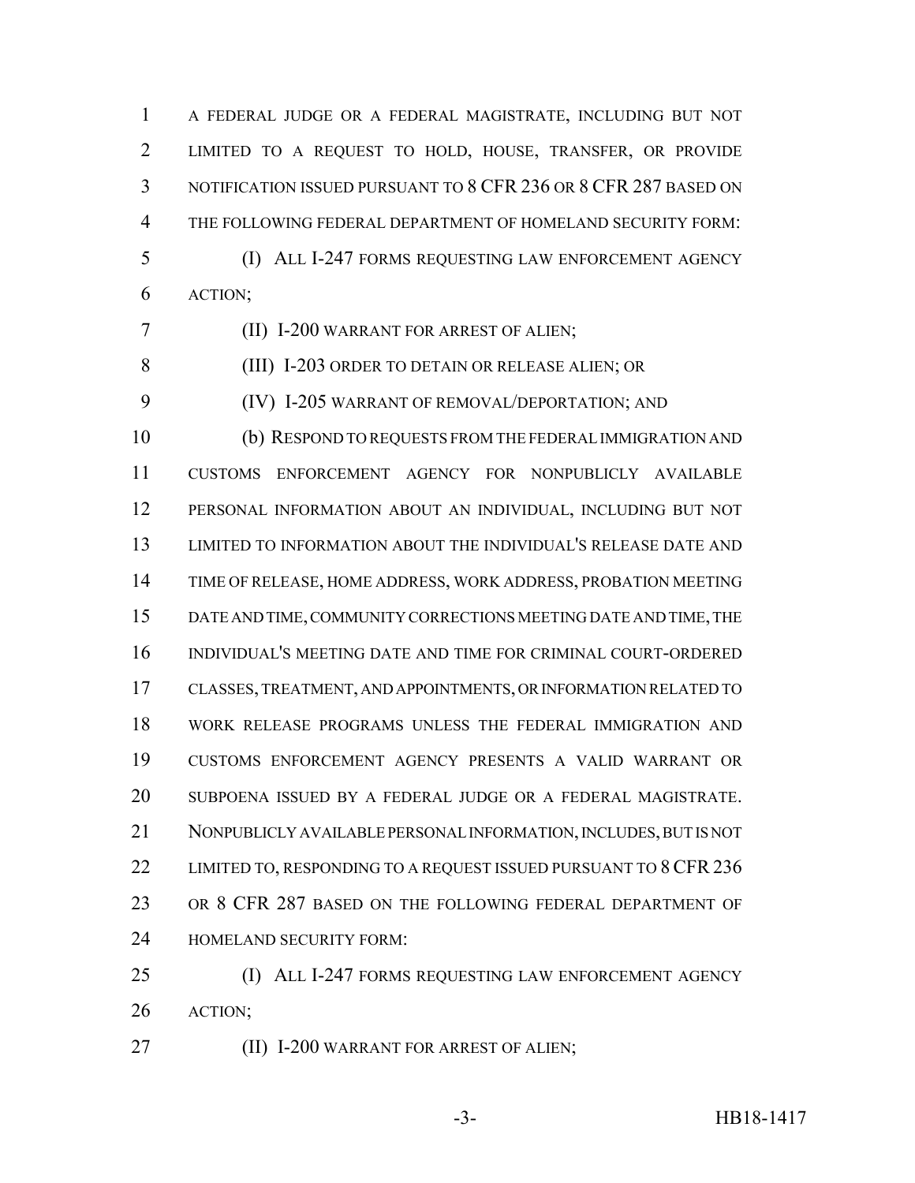A FEDERAL JUDGE OR A FEDERAL MAGISTRATE, INCLUDING BUT NOT LIMITED TO A REQUEST TO HOLD, HOUSE, TRANSFER, OR PROVIDE NOTIFICATION ISSUED PURSUANT TO 8 CFR 236 OR 8 CFR 287 BASED ON THE FOLLOWING FEDERAL DEPARTMENT OF HOMELAND SECURITY FORM:

(I) ALL I-247 FORMS REQUESTING LAW ENFORCEMENT AGENCY ACTION;

(II) I-200 WARRANT FOR ARREST OF ALIEN;

(III) I-203 ORDER TO DETAIN OR RELEASE ALIEN; OR

(IV) I-205 WARRANT OF REMOVAL/DEPORTATION; AND

(b) RESPOND TO REQUESTS FROM THE FEDERAL IMMIGRATION AND CUSTOMS ENFORCEMENT AGENCY FOR NONPUBLICLY AVAILABLE PERSONAL INFORMATION ABOUT AN INDIVIDUAL, INCLUDING BUT NOT LIMITED TO INFORMATION ABOUT THE INDIVIDUAL'S RELEASE DATE AND TIME OF RELEASE, HOME ADDRESS, WORK ADDRESS, PROBATION MEETING DATE AND TIME, COMMUNITY CORRECTIONS MEETING DATE AND TIME, THE INDIVIDUAL'S MEETING DATE AND TIME FOR CRIMINAL COURT-ORDERED CLASSES, TREATMENT, AND APPOINTMENTS, OR INFORMATION RELATED TO WORK RELEASE PROGRAMS UNLESS THE FEDERAL IMMIGRATION AND CUSTOMS ENFORCEMENT AGENCY PRESENTS A VALID WARRANT OR SUBPOENA ISSUED BY A FEDERAL JUDGE OR A FEDERAL MAGISTRATE. NONPUBLICLY AVAILABLE PERSONAL INFORMATION, INCLUDES, BUT IS NOT LIMITED TO, RESPONDING TO A REQUEST ISSUED PURSUANT TO 8 CFR 236 OR 8 CFR 287 BASED ON THE FOLLOWING FEDERAL DEPARTMENT OF HOMELAND SECURITY FORM:

(I) ALL I-247 FORMS REQUESTING LAW ENFORCEMENT AGENCY ACTION;

(II) I-200 WARRANT FOR ARREST OF ALIEN;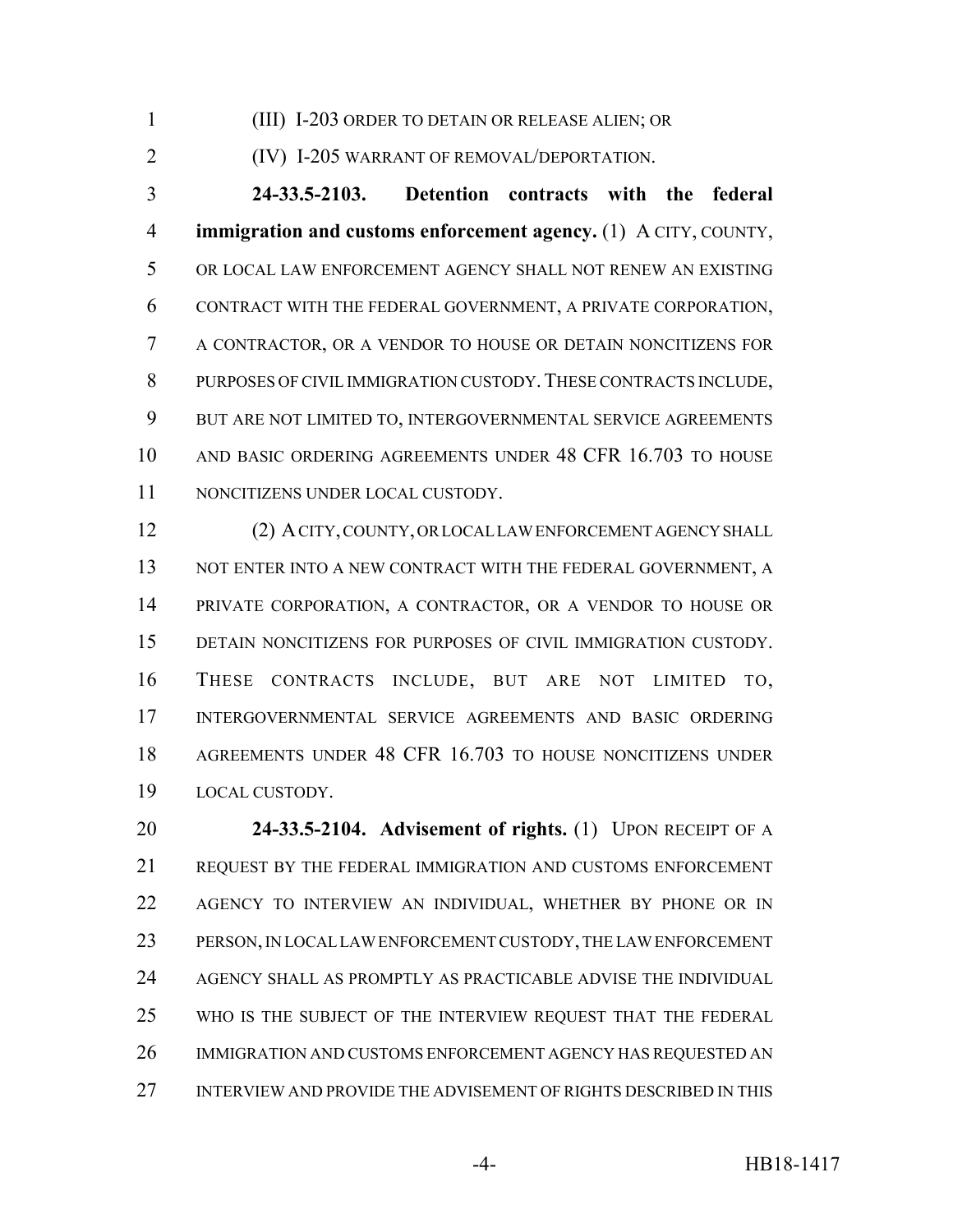(III) I-203 ORDER TO DETAIN OR RELEASE ALIEN; OR

(IV) I-205 WARRANT OF REMOVAL/DEPORTATION.

**24-33.5-2103. Detention contracts with the federal immigration and customs enforcement agency.** (1) A CITY, COUNTY, OR LOCAL LAW ENFORCEMENT AGENCY SHALL NOT RENEW AN EXISTING CONTRACT WITH THE FEDERAL GOVERNMENT, A PRIVATE CORPORATION, A CONTRACTOR, OR A VENDOR TO HOUSE OR DETAIN NONCITIZENS FOR PURPOSES OF CIVIL IMMIGRATION CUSTODY. THESE CONTRACTS INCLUDE, BUT ARE NOT LIMITED TO, INTERGOVERNMENTAL SERVICE AGREEMENTS AND BASIC ORDERING AGREEMENTS UNDER 48 CFR 16.703 TO HOUSE NONCITIZENS UNDER LOCAL CUSTODY.

(2) A CITY, COUNTY, OR LOCAL LAW ENFORCEMENT AGENCY SHALL NOT ENTER INTO A NEW CONTRACT WITH THE FEDERAL GOVERNMENT, A PRIVATE CORPORATION, A CONTRACTOR, OR A VENDOR TO HOUSE OR DETAIN NONCITIZENS FOR PURPOSES OF CIVIL IMMIGRATION CUSTODY. THESE CONTRACTS INCLUDE, BUT ARE NOT LIMITED TO, INTERGOVERNMENTAL SERVICE AGREEMENTS AND BASIC ORDERING AGREEMENTS UNDER 48 CFR 16.703 TO HOUSE NONCITIZENS UNDER LOCAL CUSTODY.

**24-33.5-2104. Advisement of rights.** (1) UPON RECEIPT OF A REQUEST BY THE FEDERAL IMMIGRATION AND CUSTOMS ENFORCEMENT AGENCY TO INTERVIEW AN INDIVIDUAL, WHETHER BY PHONE OR IN PERSON, IN LOCAL LAW ENFORCEMENT CUSTODY, THE LAW ENFORCEMENT AGENCY SHALL AS PROMPTLY AS PRACTICABLE ADVISE THE INDIVIDUAL WHO IS THE SUBJECT OF THE INTERVIEW REQUEST THAT THE FEDERAL IMMIGRATION AND CUSTOMS ENFORCEMENT AGENCY HAS REQUESTED AN INTERVIEW AND PROVIDE THE ADVISEMENT OF RIGHTS DESCRIBED IN THIS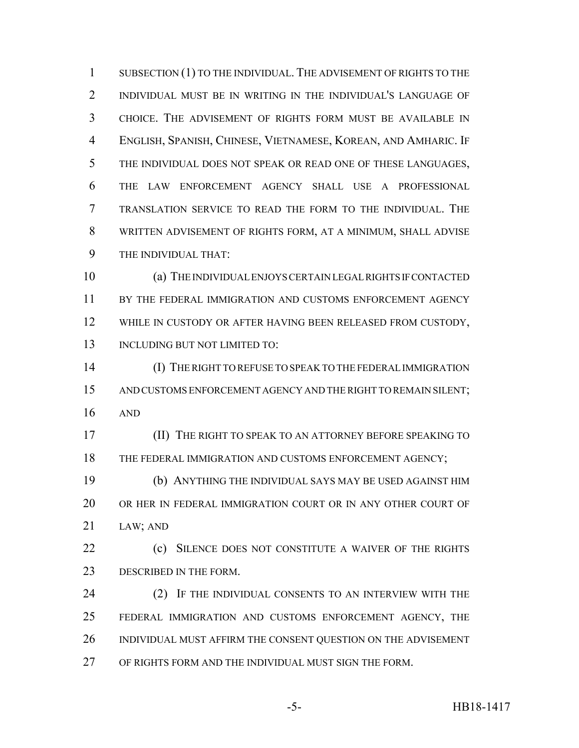SUBSECTION (1) TO THE INDIVIDUAL. THE ADVISEMENT OF RIGHTS TO THE INDIVIDUAL MUST BE IN WRITING IN THE INDIVIDUAL'S LANGUAGE OF CHOICE. THE ADVISEMENT OF RIGHTS FORM MUST BE AVAILABLE IN ENGLISH, SPANISH, CHINESE, VIETNAMESE, KOREAN, AND AMHARIC. IF THE INDIVIDUAL DOES NOT SPEAK OR READ ONE OF THESE LANGUAGES, THE LAW ENFORCEMENT AGENCY SHALL USE A PROFESSIONAL TRANSLATION SERVICE TO READ THE FORM TO THE INDIVIDUAL. THE WRITTEN ADVISEMENT OF RIGHTS FORM, AT A MINIMUM, SHALL ADVISE THE INDIVIDUAL THAT:

(a) THE INDIVIDUAL ENJOYS CERTAIN LEGAL RIGHTS IF CONTACTED BY THE FEDERAL IMMIGRATION AND CUSTOMS ENFORCEMENT AGENCY WHILE IN CUSTODY OR AFTER HAVING BEEN RELEASED FROM CUSTODY, INCLUDING BUT NOT LIMITED TO:

(I) THE RIGHT TO REFUSE TO SPEAK TO THE FEDERAL IMMIGRATION AND CUSTOMS ENFORCEMENT AGENCY AND THE RIGHT TO REMAIN SILENT; AND

(II) THE RIGHT TO SPEAK TO AN ATTORNEY BEFORE SPEAKING TO THE FEDERAL IMMIGRATION AND CUSTOMS ENFORCEMENT AGENCY;

(b) ANYTHING THE INDIVIDUAL SAYS MAY BE USED AGAINST HIM OR HER IN FEDERAL IMMIGRATION COURT OR IN ANY OTHER COURT OF LAW; AND

(c) SILENCE DOES NOT CONSTITUTE A WAIVER OF THE RIGHTS DESCRIBED IN THE FORM.

(2) IF THE INDIVIDUAL CONSENTS TO AN INTERVIEW WITH THE FEDERAL IMMIGRATION AND CUSTOMS ENFORCEMENT AGENCY, THE INDIVIDUAL MUST AFFIRM THE CONSENT QUESTION ON THE ADVISEMENT OF RIGHTS FORM AND THE INDIVIDUAL MUST SIGN THE FORM.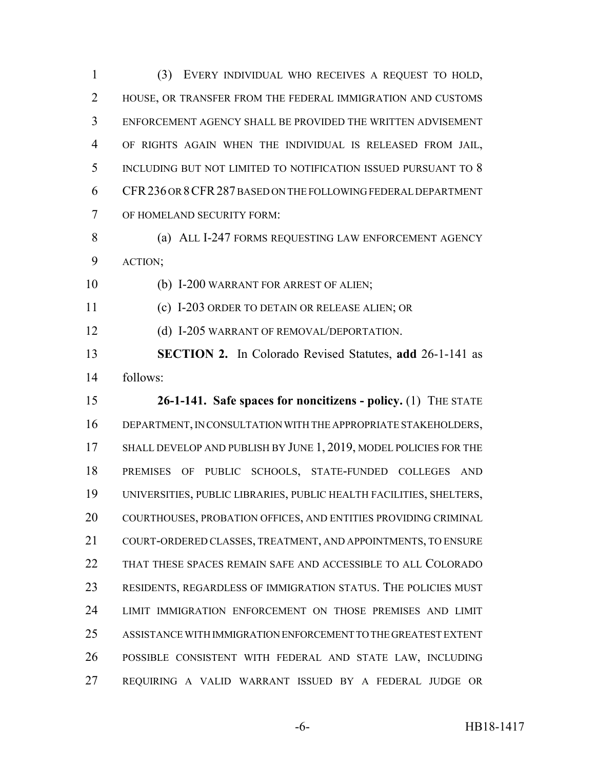(3) EVERY INDIVIDUAL WHO RECEIVES A REQUEST TO HOLD, HOUSE, OR TRANSFER FROM THE FEDERAL IMMIGRATION AND CUSTOMS ENFORCEMENT AGENCY SHALL BE PROVIDED THE WRITTEN ADVISEMENT OF RIGHTS AGAIN WHEN THE INDIVIDUAL IS RELEASED FROM JAIL, INCLUDING BUT NOT LIMITED TO NOTIFICATION ISSUED PURSUANT TO 8 CFR 236 OR 8 CFR 287 BASED ON THE FOLLOWING FEDERAL DEPARTMENT OF HOMELAND SECURITY FORM:

(a) ALL I-247 FORMS REQUESTING LAW ENFORCEMENT AGENCY ACTION;

(b) I-200 WARRANT FOR ARREST OF ALIEN;

(c) I-203 ORDER TO DETAIN OR RELEASE ALIEN; OR

(d) I-205 WARRANT OF REMOVAL/DEPORTATION.

**SECTION 2.** In Colorado Revised Statutes, **add** 26-1-141 as follows:

**26-1-141. Safe spaces for noncitizens - policy.** (1) THE STATE DEPARTMENT, IN CONSULTATION WITH THE APPROPRIATE STAKEHOLDERS, SHALL DEVELOP AND PUBLISH BY JUNE 1, 2019, MODEL POLICIES FOR THE PREMISES OF PUBLIC SCHOOLS, STATE-FUNDED COLLEGES AND UNIVERSITIES, PUBLIC LIBRARIES, PUBLIC HEALTH FACILITIES, SHELTERS, COURTHOUSES, PROBATION OFFICES, AND ENTITIES PROVIDING CRIMINAL COURT-ORDERED CLASSES, TREATMENT, AND APPOINTMENTS, TO ENSURE THAT THESE SPACES REMAIN SAFE AND ACCESSIBLE TO ALL COLORADO RESIDENTS, REGARDLESS OF IMMIGRATION STATUS. THE POLICIES MUST LIMIT IMMIGRATION ENFORCEMENT ON THOSE PREMISES AND LIMIT ASSISTANCE WITH IMMIGRATION ENFORCEMENT TO THE GREATEST EXTENT POSSIBLE CONSISTENT WITH FEDERAL AND STATE LAW, INCLUDING REQUIRING A VALID WARRANT ISSUED BY A FEDERAL JUDGE OR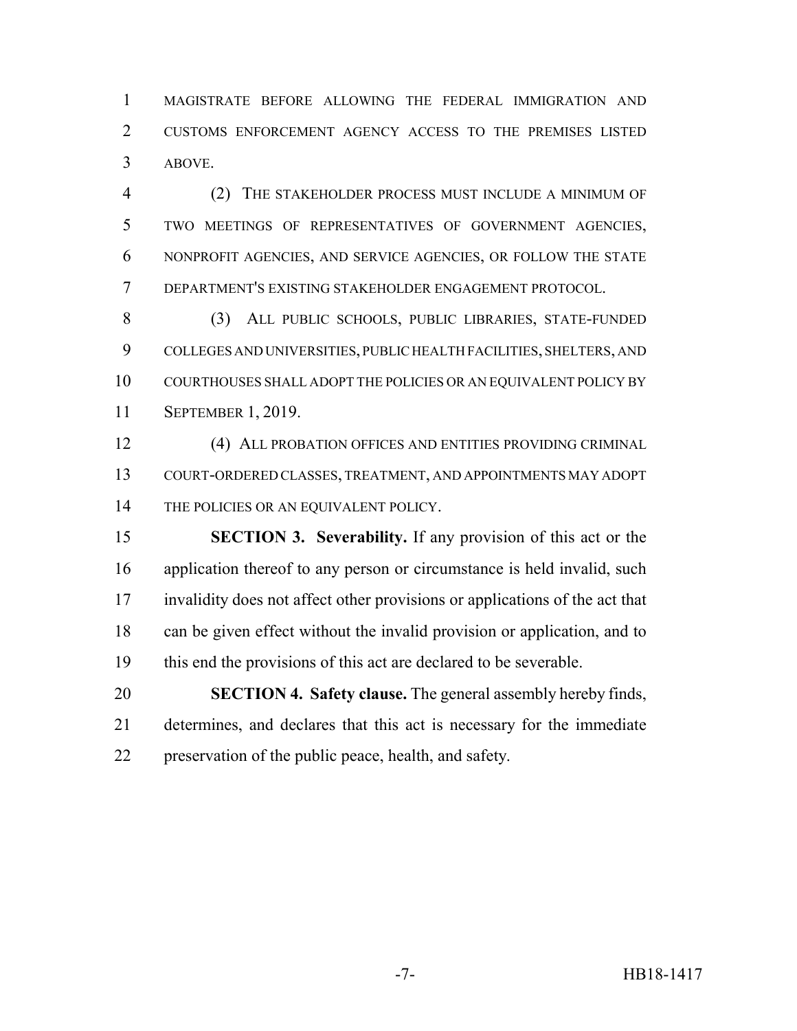MAGISTRATE BEFORE ALLOWING THE FEDERAL IMMIGRATION AND CUSTOMS ENFORCEMENT AGENCY ACCESS TO THE PREMISES LISTED ABOVE.

(2) THE STAKEHOLDER PROCESS MUST INCLUDE A MINIMUM OF TWO MEETINGS OF REPRESENTATIVES OF GOVERNMENT AGENCIES, NONPROFIT AGENCIES, AND SERVICE AGENCIES, OR FOLLOW THE STATE DEPARTMENT'S EXISTING STAKEHOLDER ENGAGEMENT PROTOCOL.

(3) ALL PUBLIC SCHOOLS, PUBLIC LIBRARIES, STATE-FUNDED COLLEGES AND UNIVERSITIES, PUBLIC HEALTH FACILITIES, SHELTERS, AND COURTHOUSES SHALL ADOPT THE POLICIES OR AN EQUIVALENT POLICY BY SEPTEMBER 1, 2019.

(4) ALL PROBATION OFFICES AND ENTITIES PROVIDING CRIMINAL COURT-ORDERED CLASSES, TREATMENT, AND APPOINTMENTS MAY ADOPT THE POLICIES OR AN EQUIVALENT POLICY.

**SECTION 3. Severability.** If any provision of this act or the application thereof to any person or circumstance is held invalid, such invalidity does not affect other provisions or applications of the act that can be given effect without the invalid provision or application, and to this end the provisions of this act are declared to be severable.

**SECTION 4. Safety clause.** The general assembly hereby finds, determines, and declares that this act is necessary for the immediate preservation of the public peace, health, and safety.